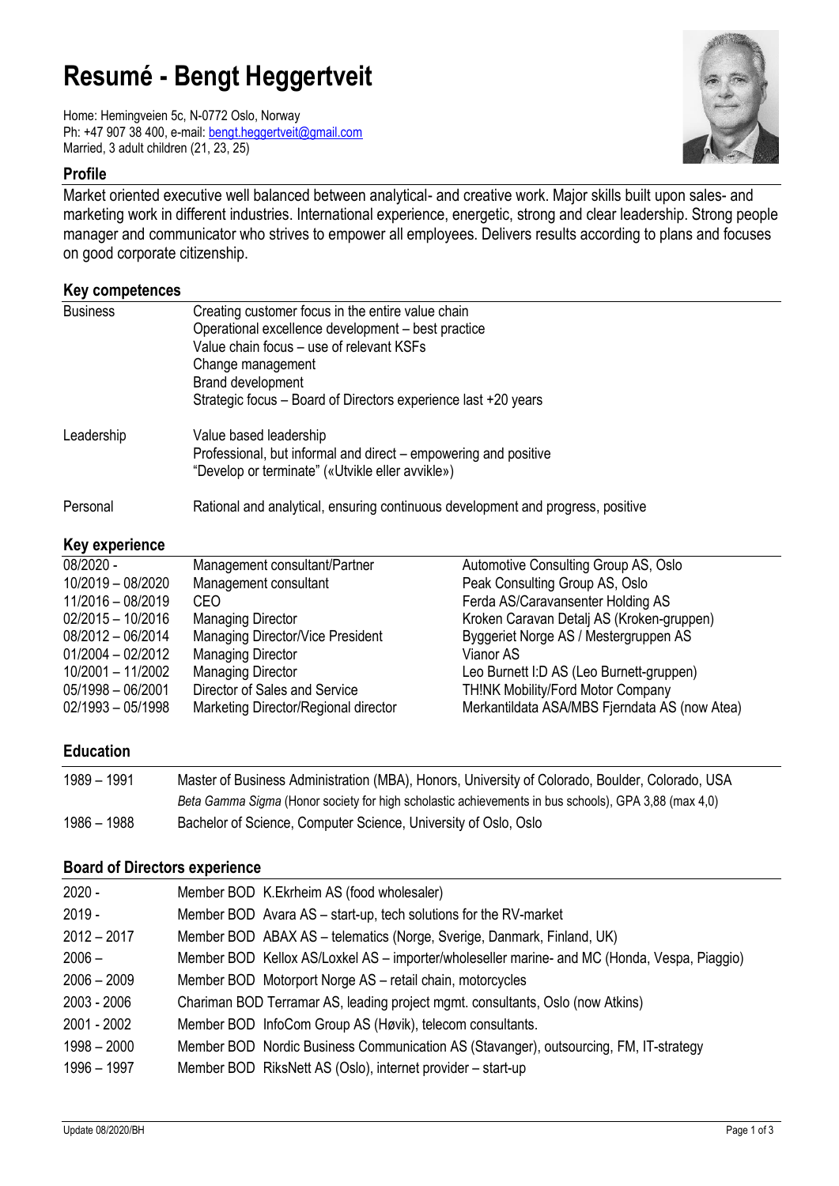# Resumé - Bengt Heggertveit

Home: Hemingveien 5c, N-0772 Oslo, Norway
Ph: +47 907 38 400, e-mail: bengt.heggertveit@gmail.com
Married, 3 adult children (21, 23, 25)

## Profile

Market oriented executive well balanced between analytical- and creative work. Major skills built upon sales- and marketing work in different industries. International experience, energetic, strong and clear leadership. Strong people manager and communicator who strives to empower all employees. Delivers results according to plans and focuses on good corporate citizenship.

## Key competences

| | |
|---|---|
| Business | Creating customer focus in the entire value chain<br>Operational excellence development – best practice<br>Value chain focus – use of relevant KSFs<br>Change management<br>Brand development<br>Strategic focus – Board of Directors experience last +20 years |
| Leadership | Value based leadership<br>Professional, but informal and direct – empowering and positive<br>"Develop or terminate" («Utvikle eller avvikle») |
| Personal | Rational and analytical, ensuring continuous development and progress, positive |

## Key experience

| | | |
|---|---|---|
| 08/2020 - | Management consultant/Partner | Automotive Consulting Group AS, Oslo |
| 10/2019 – 08/2020 | Management consultant | Peak Consulting Group AS, Oslo |
| 11/2016 – 08/2019 | CEO | Ferda AS/Caravansenter Holding AS |
| 02/2015 – 10/2016 | Managing Director | Kroken Caravan Detalj AS (Kroken-gruppen) |
| 08/2012 – 06/2014 | Managing Director/Vice President | Byggeriet Norge AS / Mestergruppen AS |
| 01/2004 – 02/2012 | Managing Director | Vianor AS |
| 10/2001 – 11/2002 | Managing Director | Leo Burnett I:D AS (Leo Burnett-gruppen) |
| 05/1998 – 06/2001 | Director of Sales and Service | TH!NK Mobility/Ford Motor Company |
| 02/1993 – 05/1998 | Marketing Director/Regional director | Merkantildata ASA/MBS Fjerndata AS (now Atea) |

## Education

| | |
|---|---|
| 1989 – 1991 | Master of Business Administration (MBA), Honors, University of Colorado, Boulder, Colorado, USA<br>*Beta Gamma Sigma* (Honor society for high scholastic achievements in bus schools), GPA 3,88 (max 4,0) |
| 1986 – 1988 | Bachelor of Science, Computer Science, University of Oslo, Oslo |

## Board of Directors experience

| | |
|---|---|
| 2020 - | Member BOD K.Ekrheim AS (food wholesaler) |
| 2019 - | Member BOD Avara AS – start-up, tech solutions for the RV-market |
| 2012 – 2017 | Member BOD ABAX AS – telematics (Norge, Sverige, Danmark, Finland, UK) |
| 2006 – | Member BOD Kellox AS/Loxkel AS – importer/wholeseller marine- and MC (Honda, Vespa, Piaggio) |
| 2006 – 2009 | Member BOD Motorport Norge AS – retail chain, motorcycles |
| 2003 - 2006 | Chariman BOD Terramar AS, leading project mgmt. consultants, Oslo (now Atkins) |
| 2001 - 2002 | Member BOD InfoCom Group AS (Høvik), telecom consultants. |
| 1998 – 2000 | Member BOD Nordic Business Communication AS (Stavanger), outsourcing, FM, IT-strategy |
| 1996 – 1997 | Member BOD RiksNett AS (Oslo), internet provider – start-up |

Update 08/2020/BH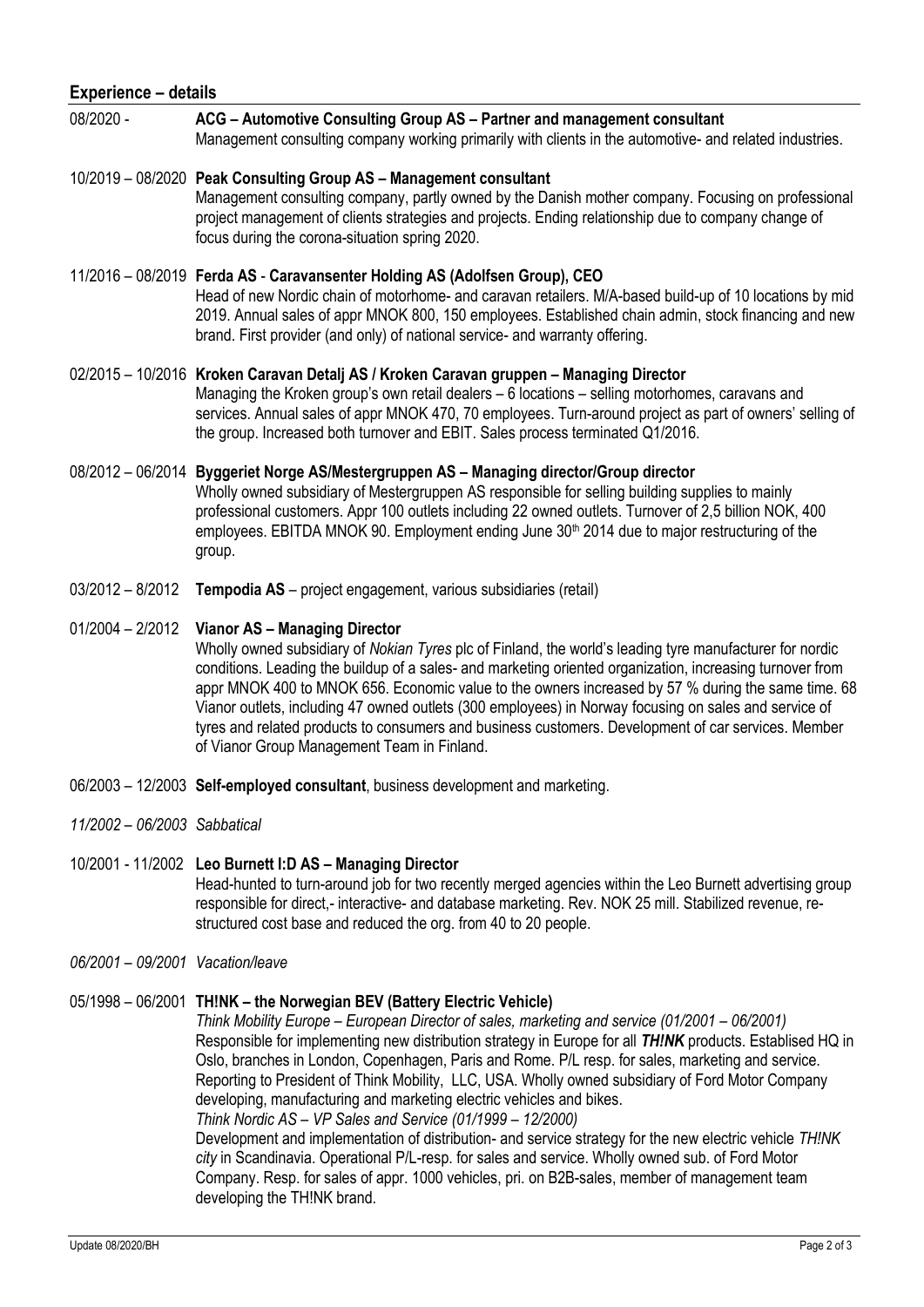## Experience – details

08/2020 - **ACG – Automotive Consulting Group AS – Partner and management consultant**
Management consulting company working primarily with clients in the automotive- and related industries.

10/2019 – 08/2020 **Peak Consulting Group AS – Management consultant**
Management consulting company, partly owned by the Danish mother company. Focusing on professional project management of clients strategies and projects. Ending relationship due to company change of focus during the corona-situation spring 2020.

11/2016 – 08/2019 **Ferda AS - Caravansenter Holding AS (Adolfsen Group), CEO**
Head of new Nordic chain of motorhome- and caravan retailers. M/A-based build-up of 10 locations by mid 2019. Annual sales of appr MNOK 800, 150 employees. Established chain admin, stock financing and new brand. First provider (and only) of national service- and warranty offering.

02/2015 – 10/2016 **Kroken Caravan Detalj AS / Kroken Caravan gruppen – Managing Director**
Managing the Kroken group's own retail dealers – 6 locations – selling motorhomes, caravans and services. Annual sales of appr MNOK 470, 70 employees. Turn-around project as part of owners' selling of the group. Increased both turnover and EBIT. Sales process terminated Q1/2016.

08/2012 – 06/2014 **Byggeriet Norge AS/Mestergruppen AS – Managing director/Group director**
Wholly owned subsidiary of Mestergruppen AS responsible for selling building supplies to mainly professional customers. Appr 100 outlets including 22 owned outlets. Turnover of 2,5 billion NOK, 400 employees. EBITDA MNOK 90. Employment ending June 30th 2014 due to major restructuring of the group.

03/2012 – 8/2012 **Tempodia AS** – project engagement, various subsidiaries (retail)

01/2004 – 2/2012 **Vianor AS – Managing Director**
Wholly owned subsidiary of *Nokian Tyres* plc of Finland, the world's leading tyre manufacturer for nordic conditions. Leading the buildup of a sales- and marketing oriented organization, increasing turnover from appr MNOK 400 to MNOK 656. Economic value to the owners increased by 57 % during the same time. 68 Vianor outlets, including 47 owned outlets (300 employees) in Norway focusing on sales and service of tyres and related products to consumers and business customers. Development of car services. Member of Vianor Group Management Team in Finland.

06/2003 – 12/2003 **Self-employed consultant**, business development and marketing.

*11/2002 – 06/2003 Sabbatical*

10/2001 - 11/2002 **Leo Burnett I:D AS – Managing Director**
Head-hunted to turn-around job for two recently merged agencies within the Leo Burnett advertising group responsible for direct,- interactive- and database marketing. Rev. NOK 25 mill. Stabilized revenue, re-structured cost base and reduced the org. from 40 to 20 people.

*06/2001 – 09/2001 Vacation/leave*

05/1998 – 06/2001 **TH!NK – the Norwegian BEV (Battery Electric Vehicle)**
*Think Mobility Europe – European Director of sales, marketing and service (01/2001 – 06/2001)*
Responsible for implementing new distribution strategy in Europe for all ***TH!NK*** products. Establised HQ in Oslo, branches in London, Copenhagen, Paris and Rome. P/L resp. for sales, marketing and service. Reporting to President of Think Mobility, LLC, USA. Wholly owned subsidiary of Ford Motor Company developing, manufacturing and marketing electric vehicles and bikes.
*Think Nordic AS – VP Sales and Service (01/1999 – 12/2000)*
Development and implementation of distribution- and service strategy for the new electric vehicle *TH!NK city* in Scandinavia. Operational P/L-resp. for sales and service. Wholly owned sub. of Ford Motor Company. Resp. for sales of appr. 1000 vehicles, pri. on B2B-sales, member of management team developing the TH!NK brand.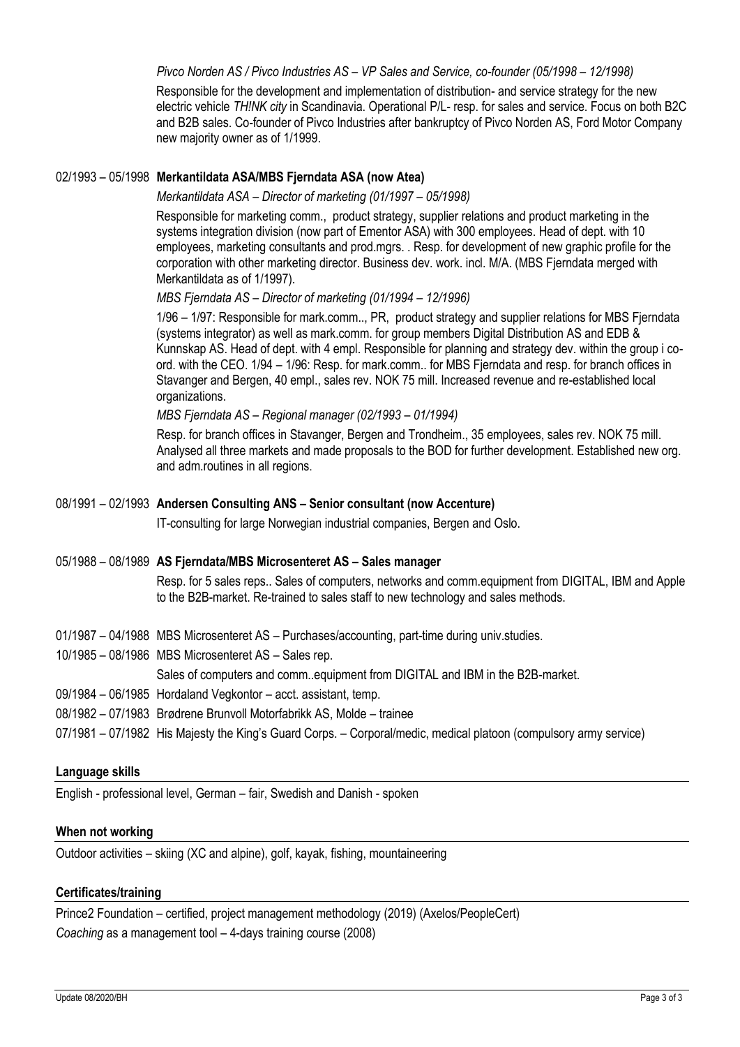*Pivco Norden AS / Pivco Industries AS – VP Sales and Service, co-founder (05/1998 – 12/1998)*

Responsible for the development and implementation of distribution- and service strategy for the new electric vehicle *TH!NK city* in Scandinavia. Operational P/L- resp. for sales and service. Focus on both B2C and B2B sales. Co-founder of Pivco Industries after bankruptcy of Pivco Norden AS, Ford Motor Company new majority owner as of 1/1999.

02/1993 – 05/1998 **Merkantildata ASA/MBS Fjerndata ASA (now Atea)**

*Merkantildata ASA – Director of marketing (01/1997 – 05/1998)*

Responsible for marketing comm., product strategy, supplier relations and product marketing in the systems integration division (now part of Ementor ASA) with 300 employees. Head of dept. with 10 employees, marketing consultants and prod.mgrs. . Resp. for development of new graphic profile for the corporation with other marketing director. Business dev. work. incl. M/A. (MBS Fjerndata merged with Merkantildata as of 1/1997).

*MBS Fjerndata AS – Director of marketing (01/1994 – 12/1996)*

1/96 – 1/97: Responsible for mark.comm.., PR, product strategy and supplier relations for MBS Fjerndata (systems integrator) as well as mark.comm. for group members Digital Distribution AS and EDB & Kunnskap AS. Head of dept. with 4 empl. Responsible for planning and strategy dev. within the group i co-ord. with the CEO. 1/94 – 1/96: Resp. for mark.comm.. for MBS Fjerndata and resp. for branch offices in Stavanger and Bergen, 40 empl., sales rev. NOK 75 mill. Increased revenue and re-established local organizations.

*MBS Fjerndata AS – Regional manager (02/1993 – 01/1994)*

Resp. for branch offices in Stavanger, Bergen and Trondheim., 35 employees, sales rev. NOK 75 mill. Analysed all three markets and made proposals to the BOD for further development. Established new org. and adm.routines in all regions.

08/1991 – 02/1993 **Andersen Consulting ANS – Senior consultant (now Accenture)**

IT-consulting for large Norwegian industrial companies, Bergen and Oslo.

05/1988 – 08/1989 **AS Fjerndata/MBS Microsenteret AS – Sales manager**

Resp. for 5 sales reps.. Sales of computers, networks and comm.equipment from DIGITAL, IBM and Apple to the B2B-market. Re-trained to sales staff to new technology and sales methods.

01/1987 – 04/1988 MBS Microsenteret AS – Purchases/accounting, part-time during univ.studies.

10/1985 – 08/1986 MBS Microsenteret AS – Sales rep.

Sales of computers and comm..equipment from DIGITAL and IBM in the B2B-market.

09/1984 – 06/1985 Hordaland Vegkontor – acct. assistant, temp.

08/1982 – 07/1983 Brødrene Brunvoll Motorfabrikk AS, Molde – trainee

07/1981 – 07/1982 His Majesty the King's Guard Corps. – Corporal/medic, medical platoon (compulsory army service)

## Language skills

English - professional level, German – fair, Swedish and Danish - spoken

## When not working

Outdoor activities – skiing (XC and alpine), golf, kayak, fishing, mountaineering

## Certificates/training

Prince2 Foundation – certified, project management methodology (2019) (Axelos/PeopleCert)

*Coaching* as a management tool – 4-days training course (2008)